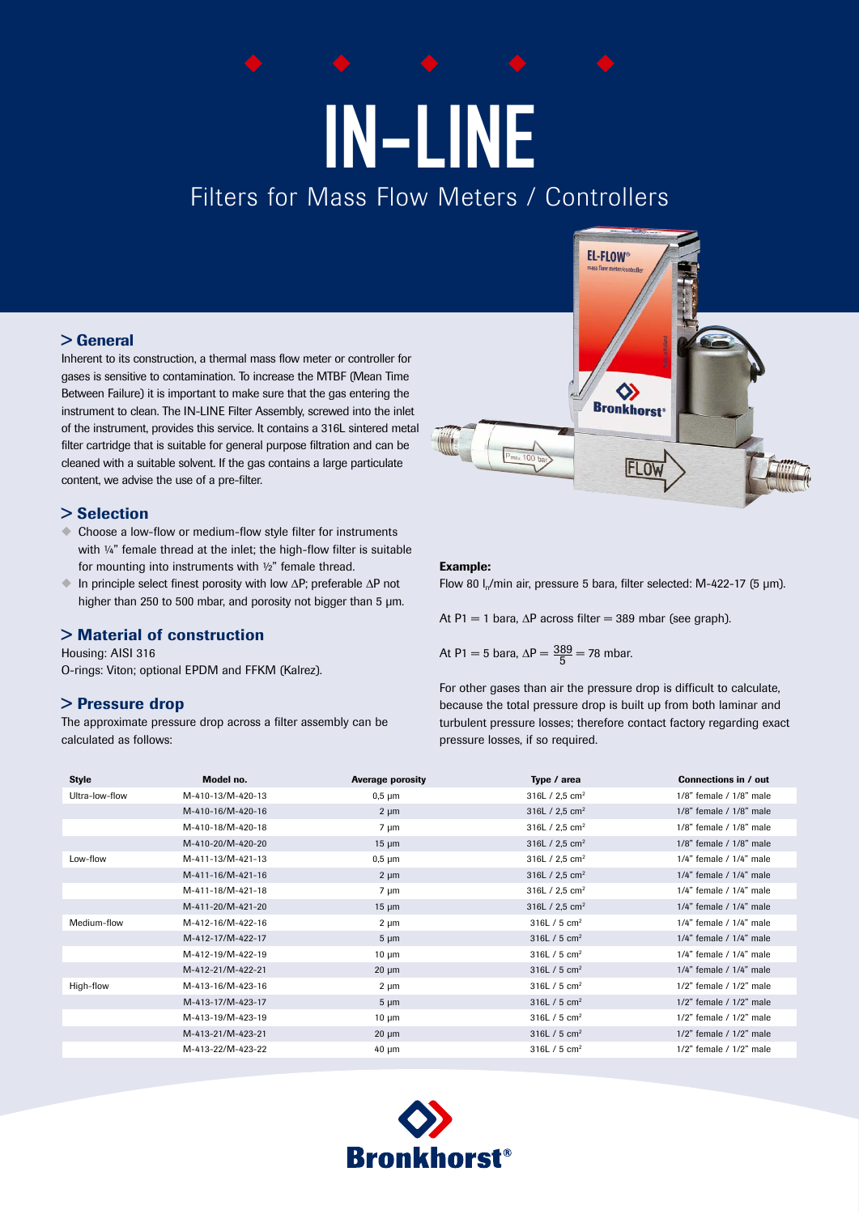# IN-LINE

## Filters for Mass Flow Meters / Controllers

### > General

Inherent to its construction, a thermal mass flow meter or controller for gases is sensitive to contamination. To increase the MTBF (Mean Time Between Failure) it is important to make sure that the gas entering the instrument to clean. The IN-LINE Filter Assembly, screwed into the inlet of the instrument, provides this service. It contains a 316L sintered metal filter cartridge that is suitable for general purpose filtration and can be cleaned with a suitable solvent. If the gas contains a large particulate content, we advise the use of a pre-filter.

### > Selection

- Choose a low-flow or medium-flow style filter for instruments with ¼" female thread at the inlet; the high-flow filter is suitable for mounting into instruments with ½" female thread.
- In principle select finest porosity with low ΔP; preferable ΔP not higher than 250 to 500 mbar, and porosity not bigger than 5 µm.

### > Material of construction

Housing: AISI 316
O-rings: Viton; optional EPDM and FFKM (Kalrez).

### > Pressure drop

The approximate pressure drop across a filter assembly can be calculated as follows:

**Example:**
Flow 80 $l_n$/min air, pressure 5 bara, filter selected: M-422-17 (5 µm).

At P1 = 1 bara, ΔP across filter = 389 mbar (see graph).

At P1 = 5 bara, $\Delta P = \frac{389}{5} = 78$ mbar.

For other gases than air the pressure drop is difficult to calculate, because the total pressure drop is built up from both laminar and turbulent pressure losses; therefore contact factory regarding exact pressure losses, if so required.

| Style | Model no. | Average porosity | Type / area | Connections in / out |
|---|---|---|---|---|
| Ultra-low-flow | M-410-13/M-420-13 | 0,5 µm | 316L / 2,5 cm² | 1/8" female / 1/8" male |
| | M-410-16/M-420-16 | 2 µm | 316L / 2,5 cm² | 1/8" female / 1/8" male |
| | M-410-18/M-420-18 | 7 µm | 316L / 2,5 cm² | 1/8" female / 1/8" male |
| | M-410-20/M-420-20 | 15 µm | 316L / 2,5 cm² | 1/8" female / 1/8" male |
| Low-flow | M-411-13/M-421-13 | 0,5 µm | 316L / 2,5 cm² | 1/4" female / 1/4" male |
| | M-411-16/M-421-16 | 2 µm | 316L / 2,5 cm² | 1/4" female / 1/4" male |
| | M-411-18/M-421-18 | 7 µm | 316L / 2,5 cm² | 1/4" female / 1/4" male |
| | M-411-20/M-421-20 | 15 µm | 316L / 2,5 cm² | 1/4" female / 1/4" male |
| Medium-flow | M-412-16/M-422-16 | 2 µm | 316L / 5 cm² | 1/4" female / 1/4" male |
| | M-412-17/M-422-17 | 5 µm | 316L / 5 cm² | 1/4" female / 1/4" male |
| | M-412-19/M-422-19 | 10 µm | 316L / 5 cm² | 1/4" female / 1/4" male |
| | M-412-21/M-422-21 | 20 µm | 316L / 5 cm² | 1/4" female / 1/4" male |
| High-flow | M-413-16/M-423-16 | 2 µm | 316L / 5 cm² | 1/2" female / 1/2" male |
| | M-413-17/M-423-17 | 5 µm | 316L / 5 cm² | 1/2" female / 1/2" male |
| | M-413-19/M-423-19 | 10 µm | 316L / 5 cm² | 1/2" female / 1/2" male |
| | M-413-21/M-423-21 | 20 µm | 316L / 5 cm² | 1/2" female / 1/2" male |
| | M-413-22/M-423-22 | 40 µm | 316L / 5 cm² | 1/2" female / 1/2" male |

Bronkhorst®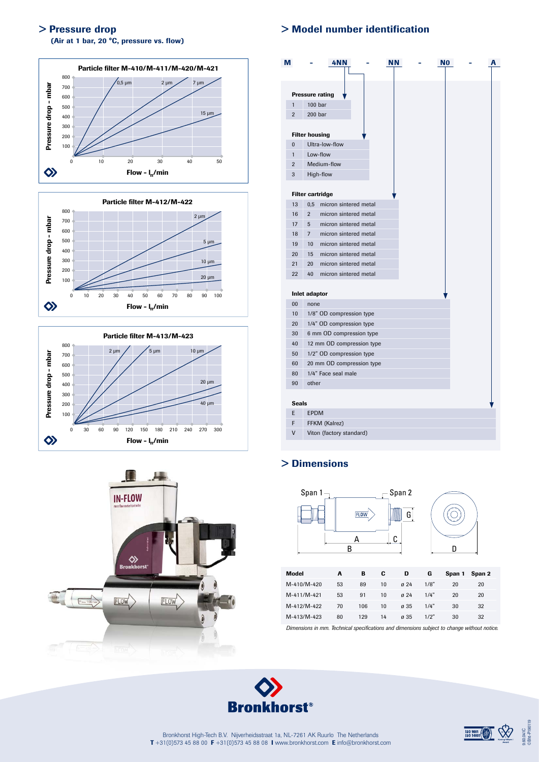## > Pressure drop

**(Air at 1 bar, 20 °C, pressure vs. flow)**

**Particle filter M-410/M-411/M-420/M-421**

Pressure drop - mbar
800
700
600
500
400
300
200
100
0
10
20
30
40
50
0,5 µm
2 µm
7 µm
15 µm
Flow - $l_n$/min

**Particle filter M-412/M-422**

Pressure drop - mbar
800
700
600
500
400
300
200
100
0
10
20
30
40
50
60
70
80
90
100
2 µm
5 µm
10 µm
20 µm
Flow - $l_n$/min

**Particle filter M-413/M-423**

Pressure drop - mbar
800
700
600
500
400
300
200
100
0
30
60
90
120
150
180
210
240
270
300
2 µm
5 µm
10 µm
20 µm
40 µm
Flow - $l_n$/min

## > Model number identification

**M - 4NN - NN - N0 - A**

**Pressure rating**

| | |
|---|---|
| 1 | 100 bar |
| 2 | 200 bar |

**Filter housing**

| | |
|---|---|
| 0 | Ultra-low-flow |
| 1 | Low-flow |
| 2 | Medium-flow |
| 3 | High-flow |

**Filter cartridge**

| | |
|---|---|
| 13 | 0,5 micron sintered metal |
| 16 | 2 micron sintered metal |
| 17 | 5 micron sintered metal |
| 18 | 7 micron sintered metal |
| 19 | 10 micron sintered metal |
| 20 | 15 micron sintered metal |
| 21 | 20 micron sintered metal |
| 22 | 40 micron sintered metal |

**Inlet adaptor**

| | |
|---|---|
| 00 | none |
| 10 | 1/8" OD compression type |
| 20 | 1/4" OD compression type |
| 30 | 6 mm OD compression type |
| 40 | 12 mm OD compression type |
| 50 | 1/2" OD compression type |
| 60 | 20 mm OD compression type |
| 80 | 1/4" Face seal male |
| 90 | other |

**Seals**

| | |
|---|---|
| E | EPDM |
| F | FFKM (Kalrez) |
| V | Viton (factory standard) |

## > Dimensions

Span 1
Span 2
FLOW
G
A
B
C
D

| Model | A | B | C | D | G | Span 1 | Span 2 |
|---|---|---|---|---|---|---|---|
| M-410/M-420 | 53 | 89 | 10 | ø 24 | 1/8" | 20 | 20 |
| M-411/M-421 | 53 | 91 | 10 | ø 24 | 1/4" | 20 | 20 |
| M-412/M-422 | 70 | 106 | 10 | ø 35 | 1/4" | 30 | 32 |
| M-413/M-423 | 80 | 129 | 14 | ø 35 | 1/2" | 30 | 32 |

*Dimensions in mm. Technical specifications and dimensions subject to change without notice.*

**Bronkhorst®**

Bronkhorst High-Tech B.V. Nijverheidsstraat 1a, NL-7261 AK Ruurlo The Netherlands
**T** +31(0)573 45 88 00 **F** +31(0)573 45 88 08 **I** www.bronkhorst.com **E** info@bronkhorst.com

ISO 9001 ISO 14001

9.60.041C
©BHt-P190119